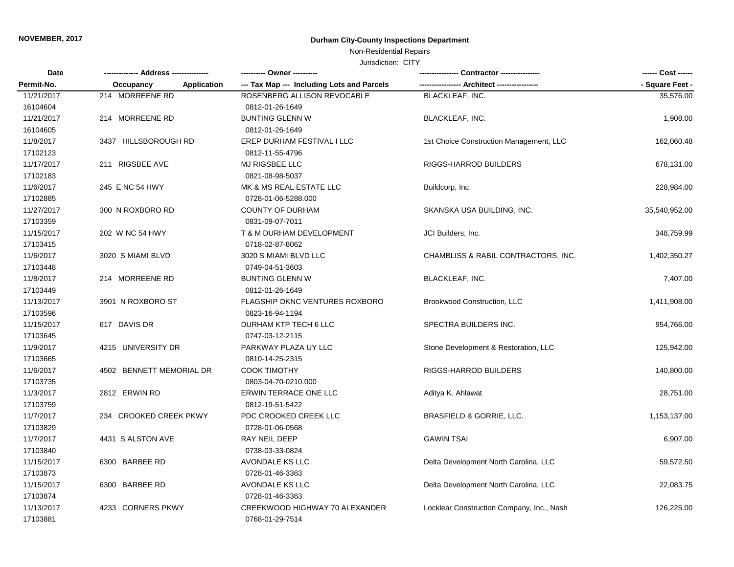**NOVEMBER, 2017**

# Durham City-County Inspections Department

Non-Residential Repairs

Jurisdiction: CITY

| Date<br>Permit-No. | Address<br>Occupancy / Application | Owner<br>Tax Map --- Including Lots and Parcels | Contractor<br>Architect | Cost<br>Square Feet |
|---|---|---|---|---|
| 11/21/2017<br>16104604 | 214 MORREENE RD | ROSENBERG ALLISON REVOCABLE<br>0812-01-26-1649 | BLACKLEAF, INC. | 35,576.00 |
| 11/21/2017<br>16104605 | 214 MORREENE RD | BUNTING GLENN W<br>0812-01-26-1649 | BLACKLEAF, INC. | 1,908.00 |
| 11/8/2017<br>17102123 | 3437 HILLSBOROUGH RD | EREP DURHAM FESTIVAL I LLC<br>0812-11-55-4796 | 1st Choice Construction Management, LLC | 162,060.48 |
| 11/17/2017<br>17102183 | 211 RIGSBEE AVE | MJ RIGSBEE LLC<br>0821-08-98-5037 | RIGGS-HARROD BUILDERS | 678,131.00 |
| 11/6/2017<br>17102885 | 245 E NC 54 HWY | MK & MS REAL ESTATE LLC<br>0728-01-06-5288.000 | Buildcorp, Inc. | 228,984.00 |
| 11/27/2017<br>17103359 | 300 N ROXBORO RD | COUNTY OF DURHAM<br>0831-09-07-7011 | SKANSKA USA BUILDING, INC. | 35,540,952.00 |
| 11/15/2017<br>17103415 | 202 W NC 54 HWY | T & M DURHAM DEVELOPMENT<br>0718-02-87-8062 | JCI Builders, Inc. | 348,759.99 |
| 11/6/2017<br>17103448 | 3020 S MIAMI BLVD | 3020 S MIAMI BLVD LLC<br>0749-04-51-3603 | CHAMBLISS & RABIL CONTRACTORS, INC. | 1,402,350.27 |
| 11/8/2017<br>17103449 | 214 MORREENE RD | BUNTING GLENN W<br>0812-01-26-1649 | BLACKLEAF, INC. | 7,407.00 |
| 11/13/2017<br>17103596 | 3901 N ROXBORO ST | FLAGSHIP DKNC VENTURES ROXBORO<br>0823-16-94-1194 | Brookwood Construction, LLC | 1,411,908.00 |
| 11/15/2017<br>17103645 | 617 DAVIS DR | DURHAM KTP TECH 6 LLC<br>0747-03-12-2115 | SPECTRA BUILDERS INC. | 954,766.00 |
| 11/9/2017<br>17103665 | 4215 UNIVERSITY DR | PARKWAY PLAZA UY LLC<br>0810-14-25-2315 | Stone Development & Restoration, LLC | 125,942.00 |
| 11/6/2017<br>17103735 | 4502 BENNETT MEMORIAL DR | COOK TIMOTHY<br>0803-04-70-0210.000 | RIGGS-HARROD BUILDERS | 140,800.00 |
| 11/3/2017<br>17103759 | 2812 ERWIN RD | ERWIN TERRACE ONE LLC<br>0812-19-51-5422 | Aditya K. Ahlawat | 28,751.00 |
| 11/7/2017<br>17103829 | 234 CROOKED CREEK PKWY | PDC CROOKED CREEK LLC<br>0728-01-06-0568 | BRASFIELD & GORRIE, LLC. | 1,153,137.00 |
| 11/7/2017<br>17103840 | 4431 S ALSTON AVE | RAY NEIL DEEP<br>0738-03-33-0824 | GAWIN TSAI | 6,907.00 |
| 11/15/2017<br>17103873 | 6300 BARBEE RD | AVONDALE KS LLC<br>0728-01-46-3363 | Delta Development North Carolina, LLC | 59,572.50 |
| 11/15/2017<br>17103874 | 6300 BARBEE RD | AVONDALE KS LLC<br>0728-01-46-3363 | Delta Development North Carolina, LLC | 22,083.75 |
| 11/13/2017<br>17103881 | 4233 CORNERS PKWY | CREEKWOOD HIGHWAY 70 ALEXANDER<br>0768-01-29-7514 | Locklear Construction Company, Inc., Nash | 126,225.00 |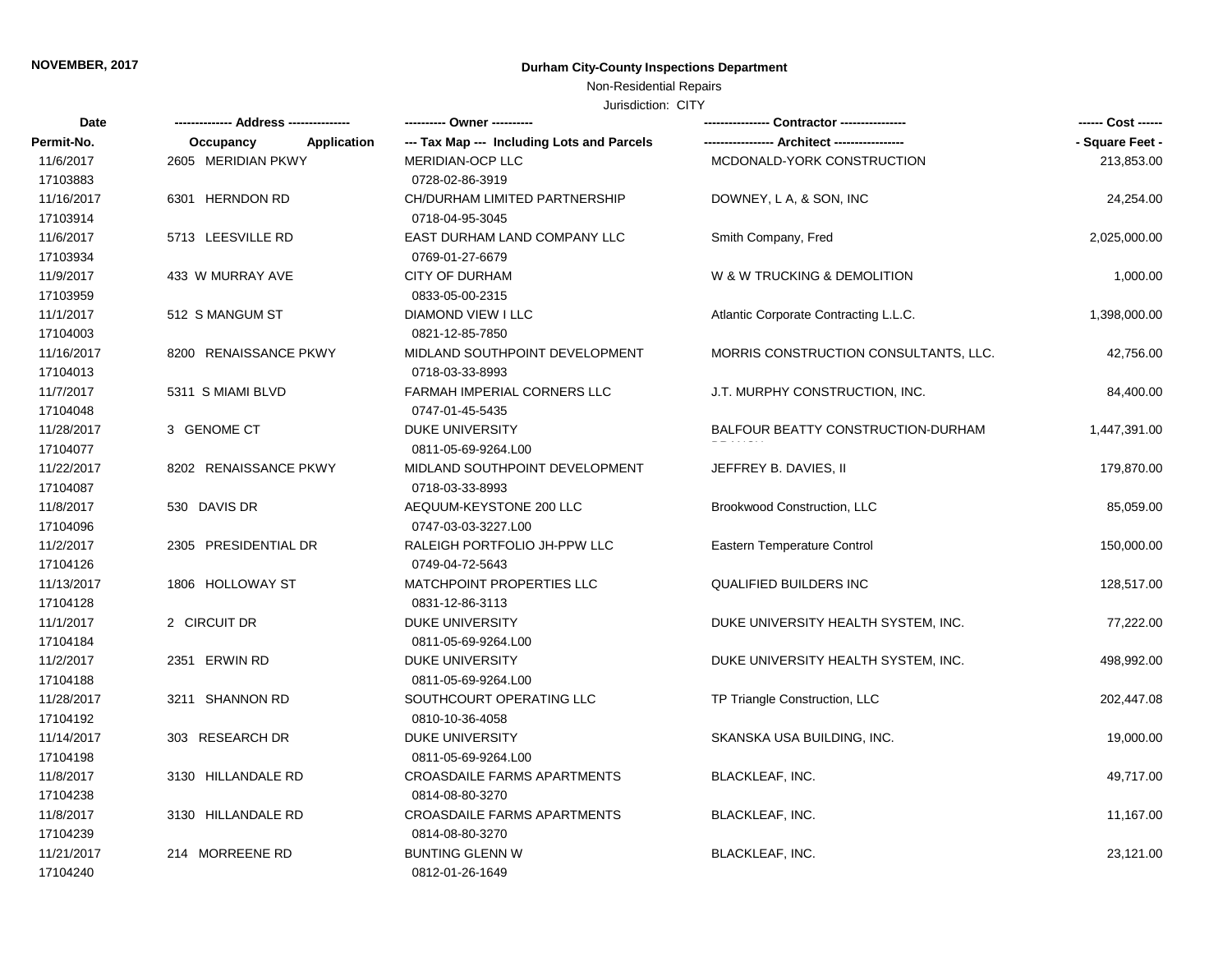NOVEMBER, 2017

**Durham City-County Inspections Department**

Non-Residential Repairs

Jurisdiction: CITY

| Date / Permit-No. | Address / Occupancy / Application | Owner / Tax Map --- Including Lots and Parcels | Contractor / Architect | Cost / Square Feet |
|---|---|---|---|---|
| 11/6/2017<br>17103883 | 2605 MERIDIAN PKWY | MERIDIAN-OCP LLC<br>0728-02-86-3919 | MCDONALD-YORK CONSTRUCTION | 213,853.00 |
| 11/16/2017<br>17103914 | 6301 HERNDON RD | CH/DURHAM LIMITED PARTNERSHIP<br>0718-04-95-3045 | DOWNEY, L A, & SON, INC | 24,254.00 |
| 11/6/2017<br>17103934 | 5713 LEESVILLE RD | EAST DURHAM LAND COMPANY LLC<br>0769-01-27-6679 | Smith Company, Fred | 2,025,000.00 |
| 11/9/2017<br>17103959 | 433 W MURRAY AVE | CITY OF DURHAM<br>0833-05-00-2315 | W & W TRUCKING & DEMOLITION | 1,000.00 |
| 11/1/2017<br>17104003 | 512 S MANGUM ST | DIAMOND VIEW I LLC<br>0821-12-85-7850 | Atlantic Corporate Contracting L.L.C. | 1,398,000.00 |
| 11/16/2017<br>17104013 | 8200 RENAISSANCE PKWY | MIDLAND SOUTHPOINT DEVELOPMENT<br>0718-03-33-8993 | MORRIS CONSTRUCTION CONSULTANTS, LLC. | 42,756.00 |
| 11/7/2017<br>17104048 | 5311 S MIAMI BLVD | FARMAH IMPERIAL CORNERS LLC<br>0747-01-45-5435 | J.T. MURPHY CONSTRUCTION, INC. | 84,400.00 |
| 11/28/2017<br>17104077 | 3 GENOME CT | DUKE UNIVERSITY<br>0811-05-69-9264.L00 | BALFOUR BEATTY CONSTRUCTION-DURHAM BRANCH | 1,447,391.00 |
| 11/22/2017<br>17104087 | 8202 RENAISSANCE PKWY | MIDLAND SOUTHPOINT DEVELOPMENT<br>0718-03-33-8993 | JEFFREY B. DAVIES, II | 179,870.00 |
| 11/8/2017<br>17104096 | 530 DAVIS DR | AEQUUM-KEYSTONE 200 LLC<br>0747-03-03-3227.L00 | Brookwood Construction, LLC | 85,059.00 |
| 11/2/2017<br>17104126 | 2305 PRESIDENTIAL DR | RALEIGH PORTFOLIO JH-PPW LLC<br>0749-04-72-5643 | Eastern Temperature Control | 150,000.00 |
| 11/13/2017<br>17104128 | 1806 HOLLOWAY ST | MATCHPOINT PROPERTIES LLC<br>0831-12-86-3113 | QUALIFIED BUILDERS INC | 128,517.00 |
| 11/1/2017<br>17104184 | 2 CIRCUIT DR | DUKE UNIVERSITY<br>0811-05-69-9264.L00 | DUKE UNIVERSITY HEALTH SYSTEM, INC. | 77,222.00 |
| 11/2/2017<br>17104188 | 2351 ERWIN RD | DUKE UNIVERSITY<br>0811-05-69-9264.L00 | DUKE UNIVERSITY HEALTH SYSTEM, INC. | 498,992.00 |
| 11/28/2017<br>17104192 | 3211 SHANNON RD | SOUTHCOURT OPERATING LLC<br>0810-10-36-4058 | TP Triangle Construction, LLC | 202,447.08 |
| 11/14/2017<br>17104198 | 303 RESEARCH DR | DUKE UNIVERSITY<br>0811-05-69-9264.L00 | SKANSKA USA BUILDING, INC. | 19,000.00 |
| 11/8/2017<br>17104238 | 3130 HILLANDALE RD | CROASDAILE FARMS APARTMENTS<br>0814-08-80-3270 | BLACKLEAF, INC. | 49,717.00 |
| 11/8/2017<br>17104239 | 3130 HILLANDALE RD | CROASDAILE FARMS APARTMENTS<br>0814-08-80-3270 | BLACKLEAF, INC. | 11,167.00 |
| 11/21/2017<br>17104240 | 214 MORREENE RD | BUNTING GLENN W<br>0812-01-26-1649 | BLACKLEAF, INC. | 23,121.00 |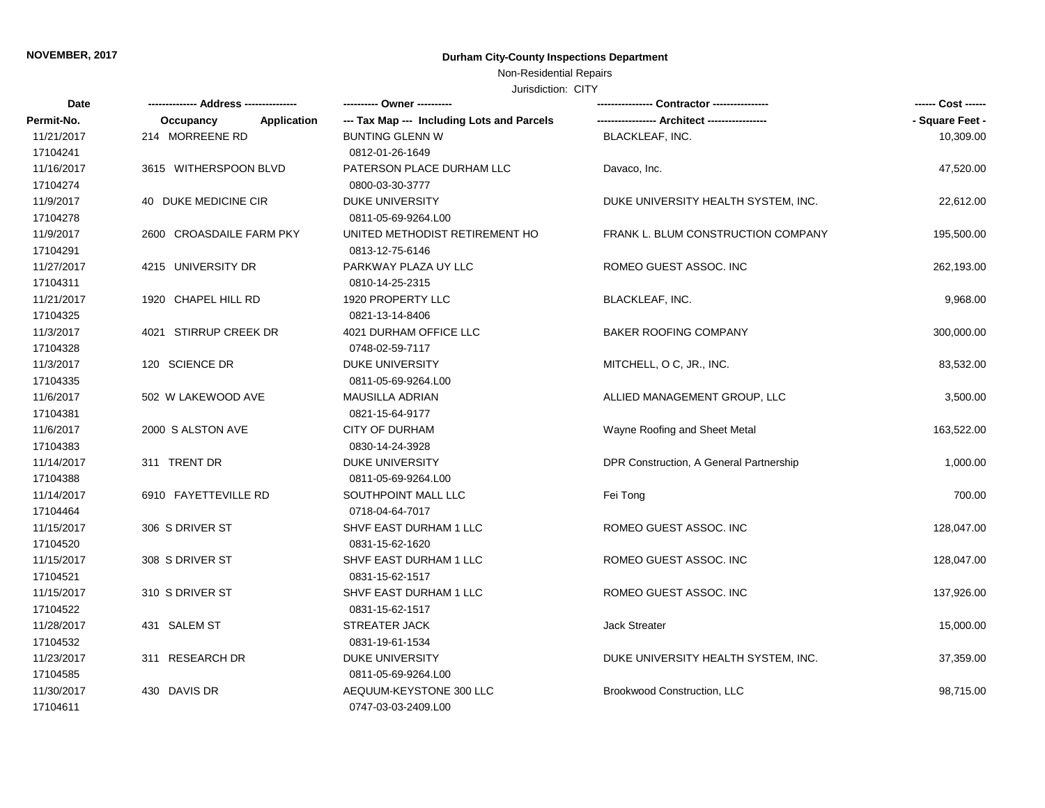**NOVEMBER, 2017**

**Durham City-County Inspections Department**

Non-Residential Repairs

Jurisdiction: CITY

| Date / Permit-No. | Address / Occupancy Application | Owner / Tax Map --- Including Lots and Parcels | Contractor / Architect | Cost / Square Feet |
|---|---|---|---|---|
| 11/21/2017<br>17104241 | 214 MORREENE RD | BUNTING GLENN W<br>0812-01-26-1649 | BLACKLEAF, INC. | 10,309.00 |
| 11/16/2017<br>17104274 | 3615 WITHERSPOON BLVD | PATERSON PLACE DURHAM LLC<br>0800-03-30-3777 | Davaco, Inc. | 47,520.00 |
| 11/9/2017<br>17104278 | 40 DUKE MEDICINE CIR | DUKE UNIVERSITY<br>0811-05-69-9264.L00 | DUKE UNIVERSITY HEALTH SYSTEM, INC. | 22,612.00 |
| 11/9/2017<br>17104291 | 2600 CROASDAILE FARM PKY | UNITED METHODIST RETIREMENT HO<br>0813-12-75-6146 | FRANK L. BLUM CONSTRUCTION COMPANY | 195,500.00 |
| 11/27/2017<br>17104311 | 4215 UNIVERSITY DR | PARKWAY PLAZA UY LLC<br>0810-14-25-2315 | ROMEO GUEST ASSOC. INC | 262,193.00 |
| 11/21/2017<br>17104325 | 1920 CHAPEL HILL RD | 1920 PROPERTY LLC<br>0821-13-14-8406 | BLACKLEAF, INC. | 9,968.00 |
| 11/3/2017<br>17104328 | 4021 STIRRUP CREEK DR | 4021 DURHAM OFFICE LLC<br>0748-02-59-7117 | BAKER ROOFING COMPANY | 300,000.00 |
| 11/3/2017<br>17104335 | 120 SCIENCE DR | DUKE UNIVERSITY<br>0811-05-69-9264.L00 | MITCHELL, O C, JR., INC. | 83,532.00 |
| 11/6/2017<br>17104381 | 502 W LAKEWOOD AVE | MAUSILLA ADRIAN<br>0821-15-64-9177 | ALLIED MANAGEMENT GROUP, LLC | 3,500.00 |
| 11/6/2017<br>17104383 | 2000 S ALSTON AVE | CITY OF DURHAM<br>0830-14-24-3928 | Wayne Roofing and Sheet Metal | 163,522.00 |
| 11/14/2017<br>17104388 | 311 TRENT DR | DUKE UNIVERSITY<br>0811-05-69-9264.L00 | DPR Construction, A General Partnership | 1,000.00 |
| 11/14/2017<br>17104464 | 6910 FAYETTEVILLE RD | SOUTHPOINT MALL LLC<br>0718-04-64-7017 | Fei Tong | 700.00 |
| 11/15/2017<br>17104520 | 306 S DRIVER ST | SHVF EAST DURHAM 1 LLC<br>0831-15-62-1620 | ROMEO GUEST ASSOC. INC | 128,047.00 |
| 11/15/2017<br>17104521 | 308 S DRIVER ST | SHVF EAST DURHAM 1 LLC<br>0831-15-62-1517 | ROMEO GUEST ASSOC. INC | 128,047.00 |
| 11/15/2017<br>17104522 | 310 S DRIVER ST | SHVF EAST DURHAM 1 LLC<br>0831-15-62-1517 | ROMEO GUEST ASSOC. INC | 137,926.00 |
| 11/28/2017<br>17104532 | 431 SALEM ST | STREATER JACK<br>0831-19-61-1534 | Jack Streater | 15,000.00 |
| 11/23/2017<br>17104585 | 311 RESEARCH DR | DUKE UNIVERSITY<br>0811-05-69-9264.L00 | DUKE UNIVERSITY HEALTH SYSTEM, INC. | 37,359.00 |
| 11/30/2017<br>17104611 | 430 DAVIS DR | AEQUUM-KEYSTONE 300 LLC<br>0747-03-03-2409.L00 | Brookwood Construction, LLC | 98,715.00 |